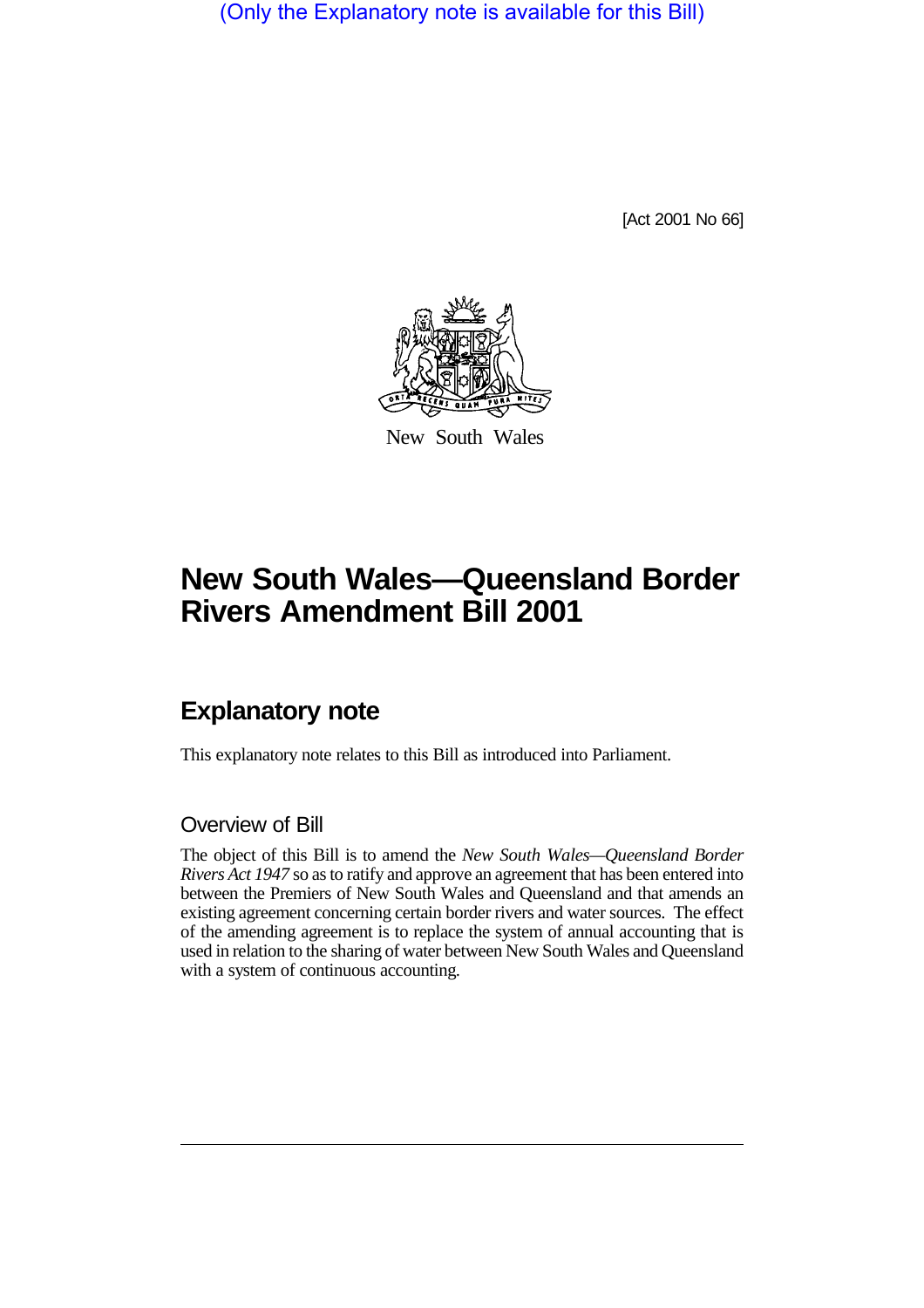(Only the Explanatory note is available for this Bill)

[Act 2001 No 66]

New South Wales

# New South Wales—Queensland Border Rivers Amendment Bill 2001

## Explanatory note

This explanatory note relates to this Bill as introduced into Parliament.

### Overview of Bill

The object of this Bill is to amend the *New South Wales—Queensland Border Rivers Act 1947* so as to ratify and approve an agreement that has been entered into between the Premiers of New South Wales and Queensland and that amends an existing agreement concerning certain border rivers and water sources. The effect of the amending agreement is to replace the system of annual accounting that is used in relation to the sharing of water between New South Wales and Queensland with a system of continuous accounting.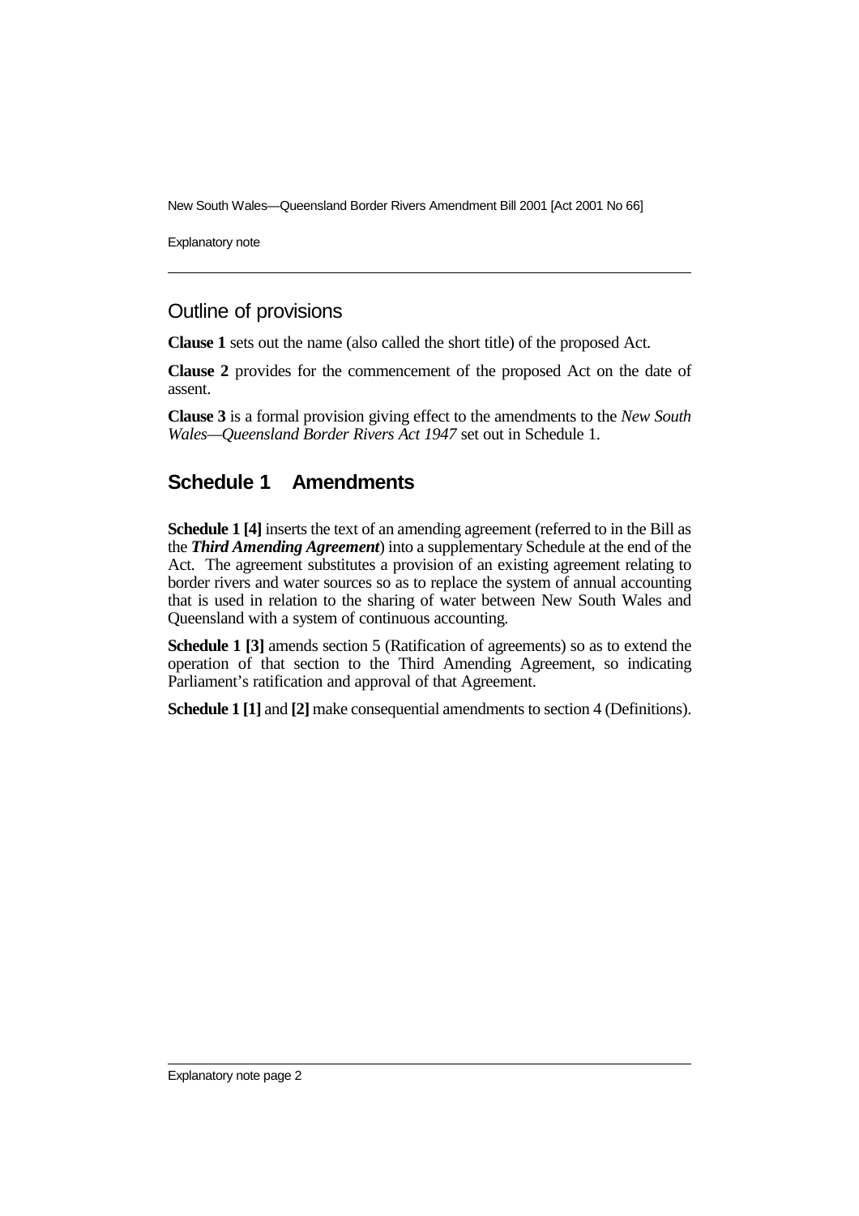## Outline of provisions

**Clause 1** sets out the name (also called the short title) of the proposed Act.

**Clause 2** provides for the commencement of the proposed Act on the date of assent.

**Clause 3** is a formal provision giving effect to the amendments to the *New South Wales—Queensland Border Rivers Act 1947* set out in Schedule 1.

## Schedule 1 Amendments

**Schedule 1 [4]** inserts the text of an amending agreement (referred to in the Bill as the ***Third Amending Agreement***) into a supplementary Schedule at the end of the Act. The agreement substitutes a provision of an existing agreement relating to border rivers and water sources so as to replace the system of annual accounting that is used in relation to the sharing of water between New South Wales and Queensland with a system of continuous accounting.

**Schedule 1 [3]** amends section 5 (Ratification of agreements) so as to extend the operation of that section to the Third Amending Agreement, so indicating Parliament's ratification and approval of that Agreement.

**Schedule 1 [1]** and **[2]** make consequential amendments to section 4 (Definitions).